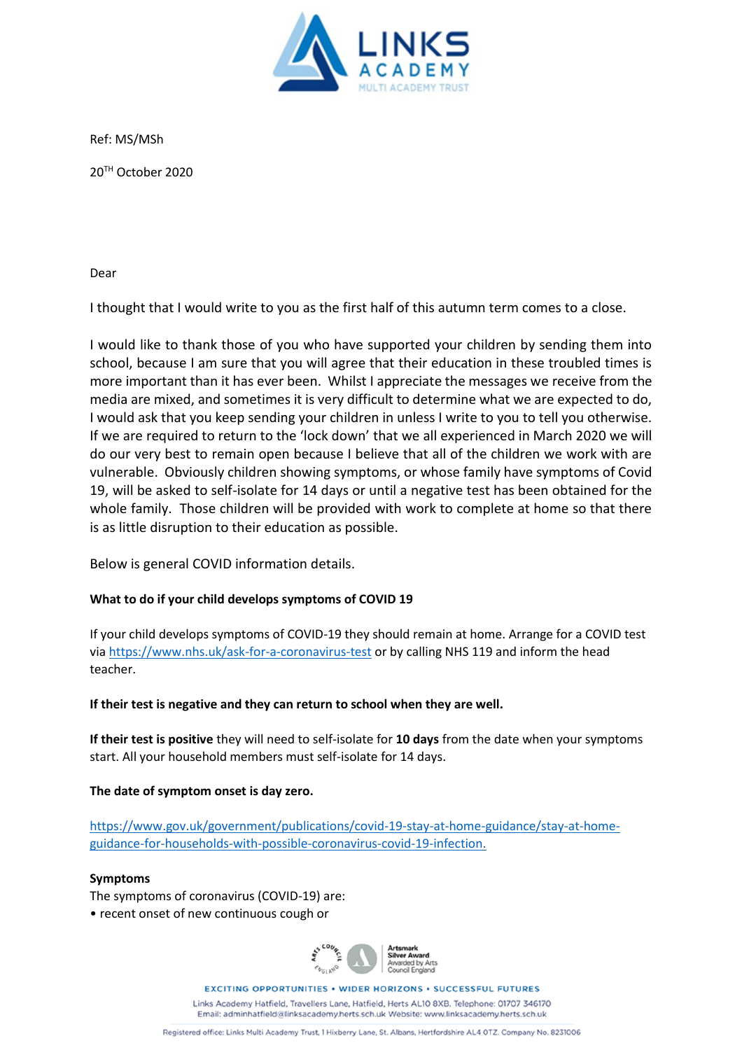Ref: MS/MSh

20TH October 2020

Dear

I thought that I would write to you as the first half of this autumn term comes to a close.

I would like to thank those of you who have supported your children by sending them into school, because I am sure that you will agree that their education in these troubled times is more important than it has ever been. Whilst I appreciate the messages we receive from the media are mixed, and sometimes it is very difficult to determine what we are expected to do, I would ask that you keep sending your children in unless I write to you to tell you otherwise. If we are required to return to the 'lock down' that we all experienced in March 2020 we will do our very best to remain open because I believe that all of the children we work with are vulnerable. Obviously children showing symptoms, or whose family have symptoms of Covid 19, will be asked to self-isolate for 14 days or until a negative test has been obtained for the whole family. Those children will be provided with work to complete at home so that there is as little disruption to their education as possible.

Below is general COVID information details.

**What to do if your child develops symptoms of COVID 19**

If your child develops symptoms of COVID-19 they should remain at home. Arrange for a COVID test via https://www.nhs.uk/ask-for-a-coronavirus-test or by calling NHS 119 and inform the head teacher.

**If their test is negative and they can return to school when they are well.**

**If their test is positive** they will need to self-isolate for **10 days** from the date when your symptoms start. All your household members must self-isolate for 14 days.

**The date of symptom onset is day zero.**

https://www.gov.uk/government/publications/covid-19-stay-at-home-guidance/stay-at-home-guidance-for-households-with-possible-coronavirus-covid-19-infection.

**Symptoms**

The symptoms of coronavirus (COVID-19) are:

- recent onset of new continuous cough or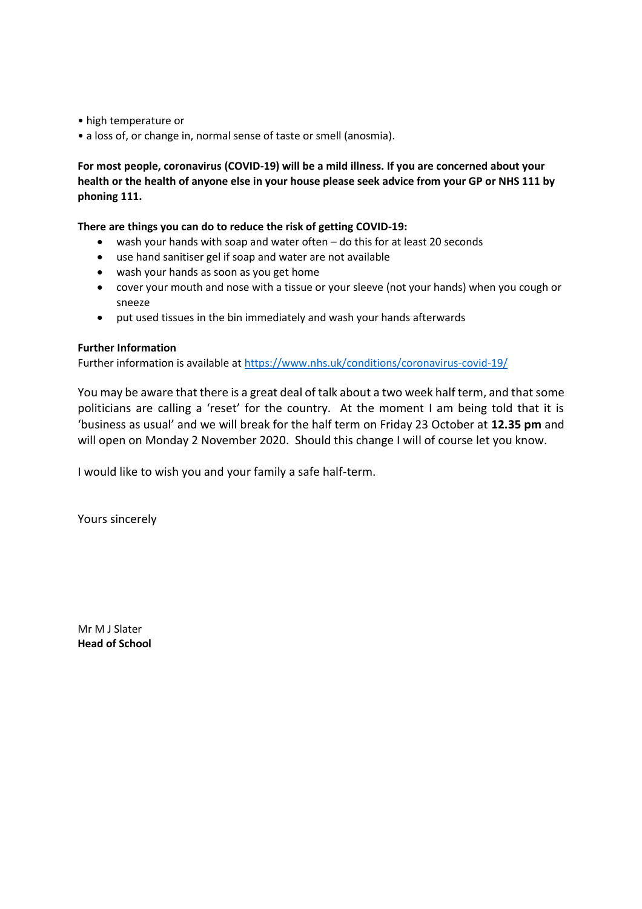• high temperature or
• a loss of, or change in, normal sense of taste or smell (anosmia).

**For most people, coronavirus (COVID-19) will be a mild illness. If you are concerned about your health or the health of anyone else in your house please seek advice from your GP or NHS 111 by phoning 111.**

**There are things you can do to reduce the risk of getting COVID-19:**

- wash your hands with soap and water often – do this for at least 20 seconds
- use hand sanitiser gel if soap and water are not available
- wash your hands as soon as you get home
- cover your mouth and nose with a tissue or your sleeve (not your hands) when you cough or sneeze
- put used tissues in the bin immediately and wash your hands afterwards

**Further Information**

Further information is available at https://www.nhs.uk/conditions/coronavirus-covid-19/

You may be aware that there is a great deal of talk about a two week half term, and that some politicians are calling a 'reset' for the country. At the moment I am being told that it is 'business as usual' and we will break for the half term on Friday 23 October at **12.35 pm** and will open on Monday 2 November 2020. Should this change I will of course let you know.

I would like to wish you and your family a safe half-term.

Yours sincerely

Mr M J Slater
**Head of School**